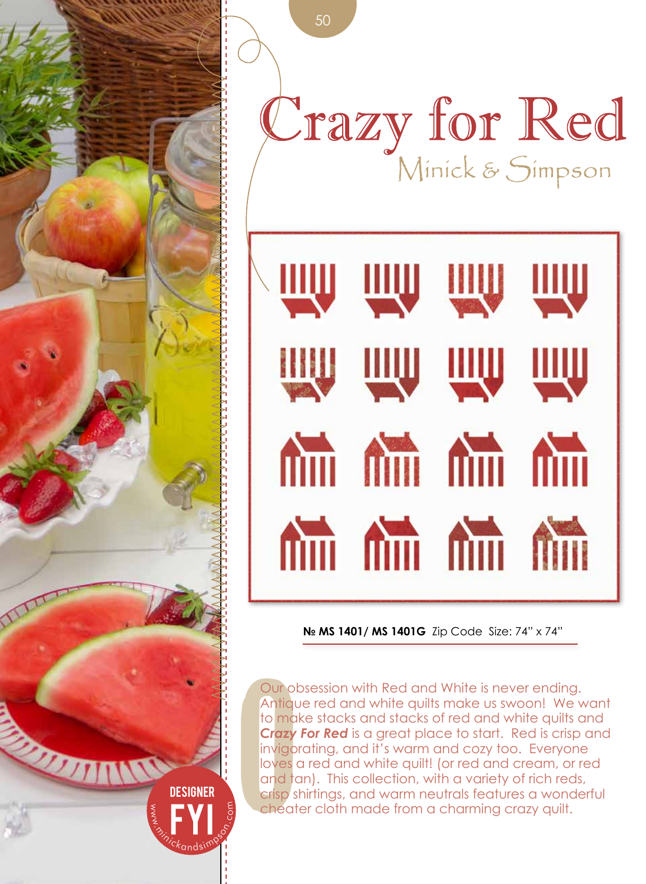# Crazy for Red

## Minick & Simpson

**№ MS 1401/ MS 1401G** Zip Code Size: 74" x 74"

Our obsession with Red and White is never ending. Antique red and white quilts make us swoon! We want to make stacks and stacks of red and white quilts and ***Crazy For Red*** is a great place to start. Red is crisp and invigorating, and it's warm and cozy too. Everyone loves a red and white quilt! (or red and cream, or red and tan). This collection, with a variety of rich reds, crisp shirtings, and warm neutrals features a wonderful cheater cloth made from a charming crazy quilt.

DESIGNER FYI

www.minickandsimpson.com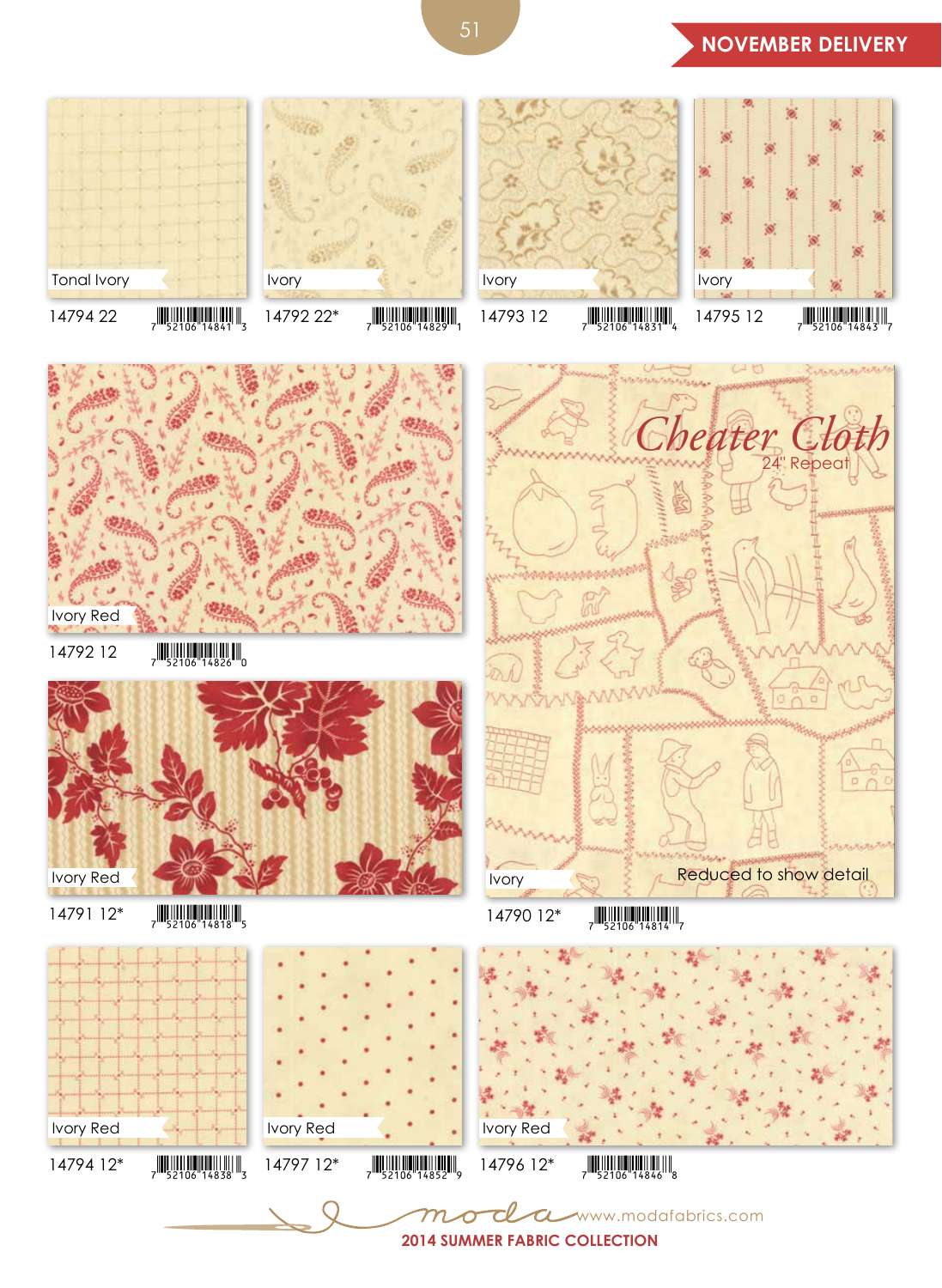NOVEMBER DELIVERY

Tonal Ivory

14794 22 7 52106 14841 3

Ivory

14792 22* 7 52106 14829 1

Ivory

14793 12 7 52106 14831 4

Ivory

14795 12 7 52106 14843 7

Ivory Red

14792 12 7 52106 14826 0

Cheater Cloth

24" Repeat

Ivory

Reduced to show detail

14790 12* 7 52106 14814 7

Ivory Red

14791 12* 7 52106 14818 5

Ivory Red

14794 12* 7 52106 14838 3

Ivory Red

14797 12* 7 52106 14852 9

Ivory Red

14796 12* 7 52106 14846 8

moda www.modafabrics.com

2014 SUMMER FABRIC COLLECTION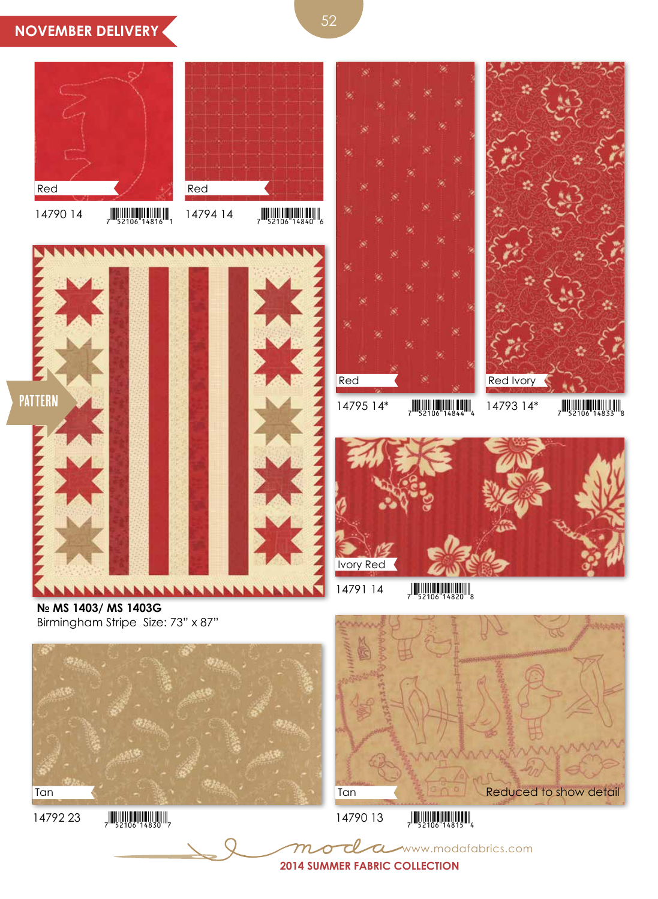## NOVEMBER DELIVERY

Red

14790 14

7 52106 14816 1

Red

14794 14

7 52106 14840 6

Red

14795 14*

7 52106 14844 4

Red Ivory

14793 14*

7 52106 14833 8

PATTERN

**№ MS 1403/ MS 1403G**

Birmingham Stripe Size: 73" x 87"

Ivory Red

14791 14

7 52106 14820 8

Tan

14792 23

7 52106 14830 7

Tan

Reduced to show detail

14790 13

7 52106 14815 4

moda www.modafabrics.com

**2014 SUMMER FABRIC COLLECTION**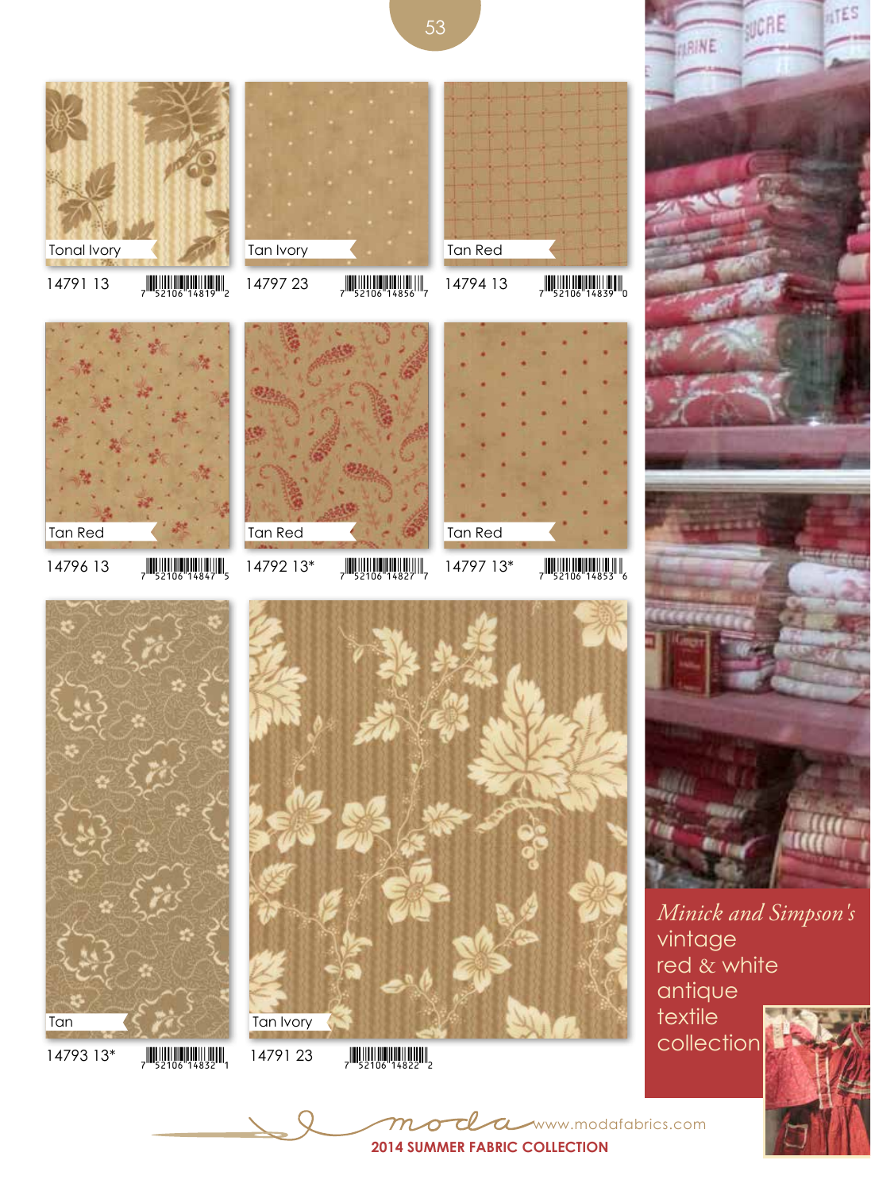Tonal Ivory

14791 13 7 52106 14819 2

Tan Ivory

14797 23 7 52106 14856 7

Tan Red

14794 13 7 52106 14839 0

Tan Red

14796 13 7 52106 14847 5

Tan Red

14792 13* 7 52106 14827 7

Tan Red

14797 13* 7 52106 14853 6

Tan

14793 13* 7 52106 14832 1

Tan Ivory

14791 23 7 52106 14822 2

*Minick and Simpson's* vintage red & white antique textile collection

moda www.modafabrics.com

**2014 SUMMER FABRIC COLLECTION**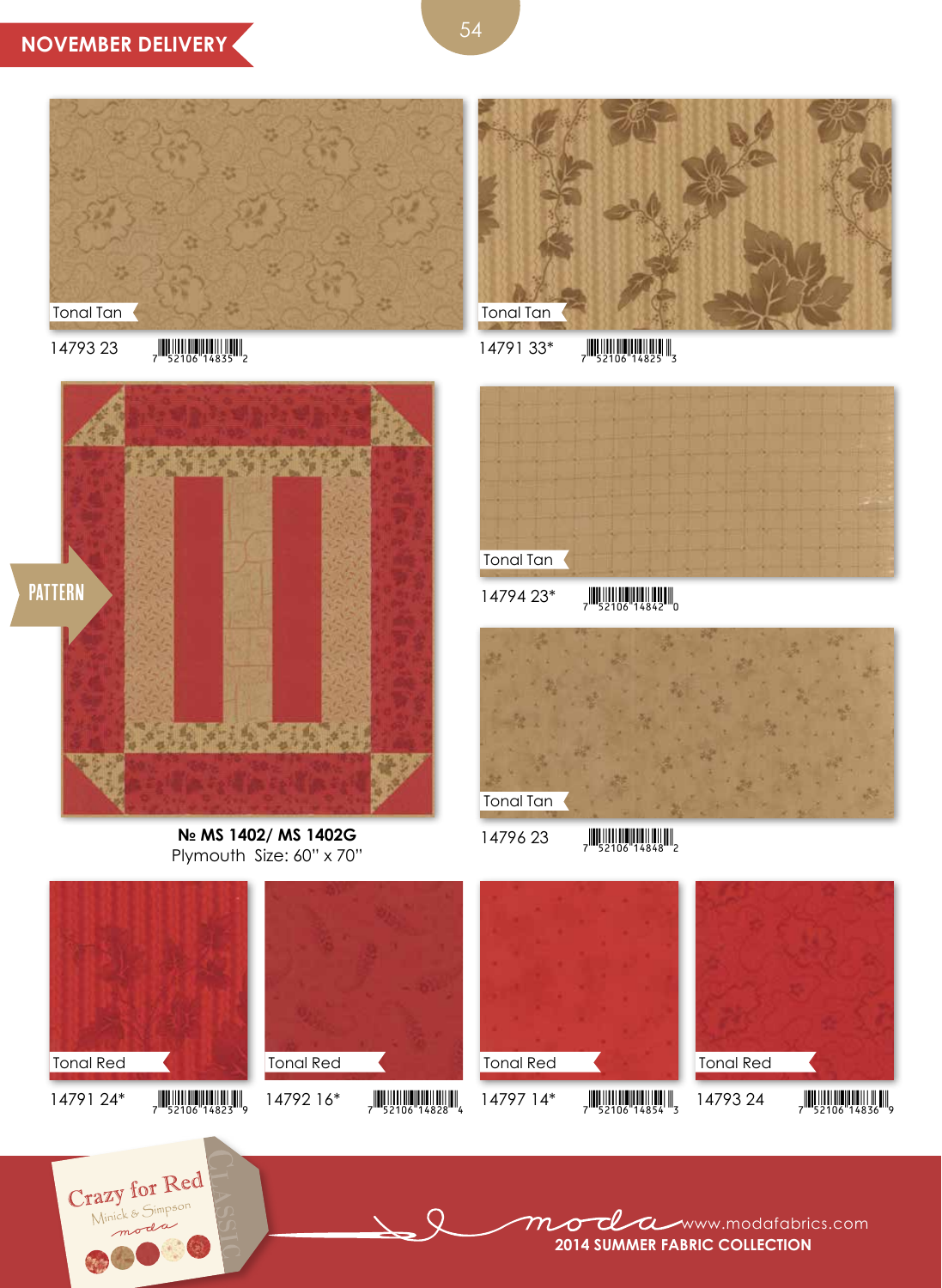## NOVEMBER DELIVERY

Tonal Tan

14793 23 — 7 52106 14835 2

Tonal Tan

14791 33* — 7 52106 14825 3

PATTERN

**№ MS 1402/ MS 1402G**
Plymouth Size: 60" x 70"

Tonal Tan

14794 23* — 7 52106 14842 0

Tonal Tan

14796 23 — 7 52106 14848 2

Tonal Red

14791 24* — 7 52106 14823 9

Tonal Red

14792 16* — 7 52106 14828 4

Tonal Red

14797 14* — 7 52106 14854 3

Tonal Red

14793 24 — 7 52106 14836 9

Crazy for Red
Minick & Simpson
moda

CLASSIC

moda www.modafabrics.com
**2014 SUMMER FABRIC COLLECTION**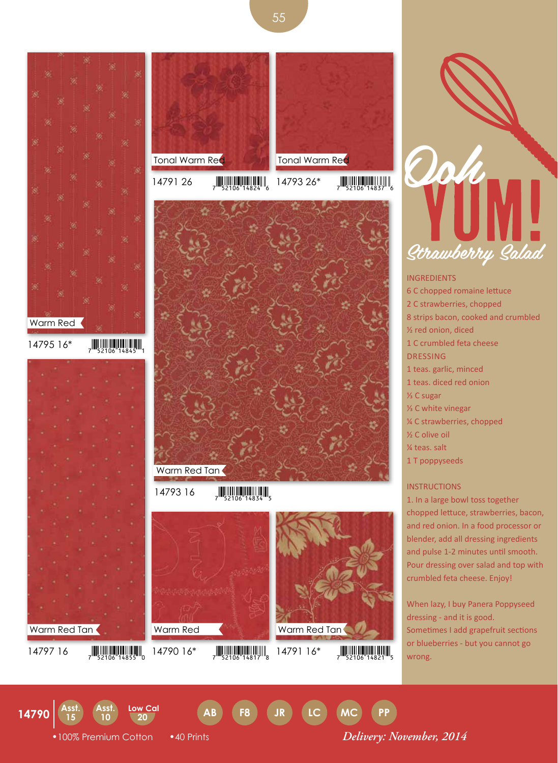Warm Red

14795 16*

Tonal Warm Red

14791 26

Tonal Warm Red

14793 26*

Warm Red Tan

14793 16

Warm Red Tan

14797 16

Warm Red

14790 16*

Warm Red Tan

14791 16*

# Ooh YUM!

## Strawberry Salad

INGREDIENTS

6 C chopped romaine lettuce
2 C strawberries, chopped
8 strips bacon, cooked and crumbled
½ red onion, diced
1 C crumbled feta cheese

DRESSING

1 teas. garlic, minced
1 teas. diced red onion
⅓ C sugar
⅓ C white vinegar
¼ C strawberries, chopped
½ C olive oil
¼ teas. salt
1 T poppyseeds

INSTRUCTIONS

1. In a large bowl toss together chopped lettuce, strawberries, bacon, and red onion. In a food processor or blender, add all dressing ingredients and pulse 1-2 minutes until smooth. Pour dressing over salad and top with crumbled feta cheese. Enjoy!

When lazy, I buy Panera Poppyseed dressing - and it is good. Sometimes I add grapefruit sections or blueberries - but you cannot go wrong.

**14790** | Asst. 15 | Asst. 10 | Low Cal 20 | AB | F8 | JR | LC | MC | PP

• 100% Premium Cotton • 40 Prints

*Delivery: November, 2014*